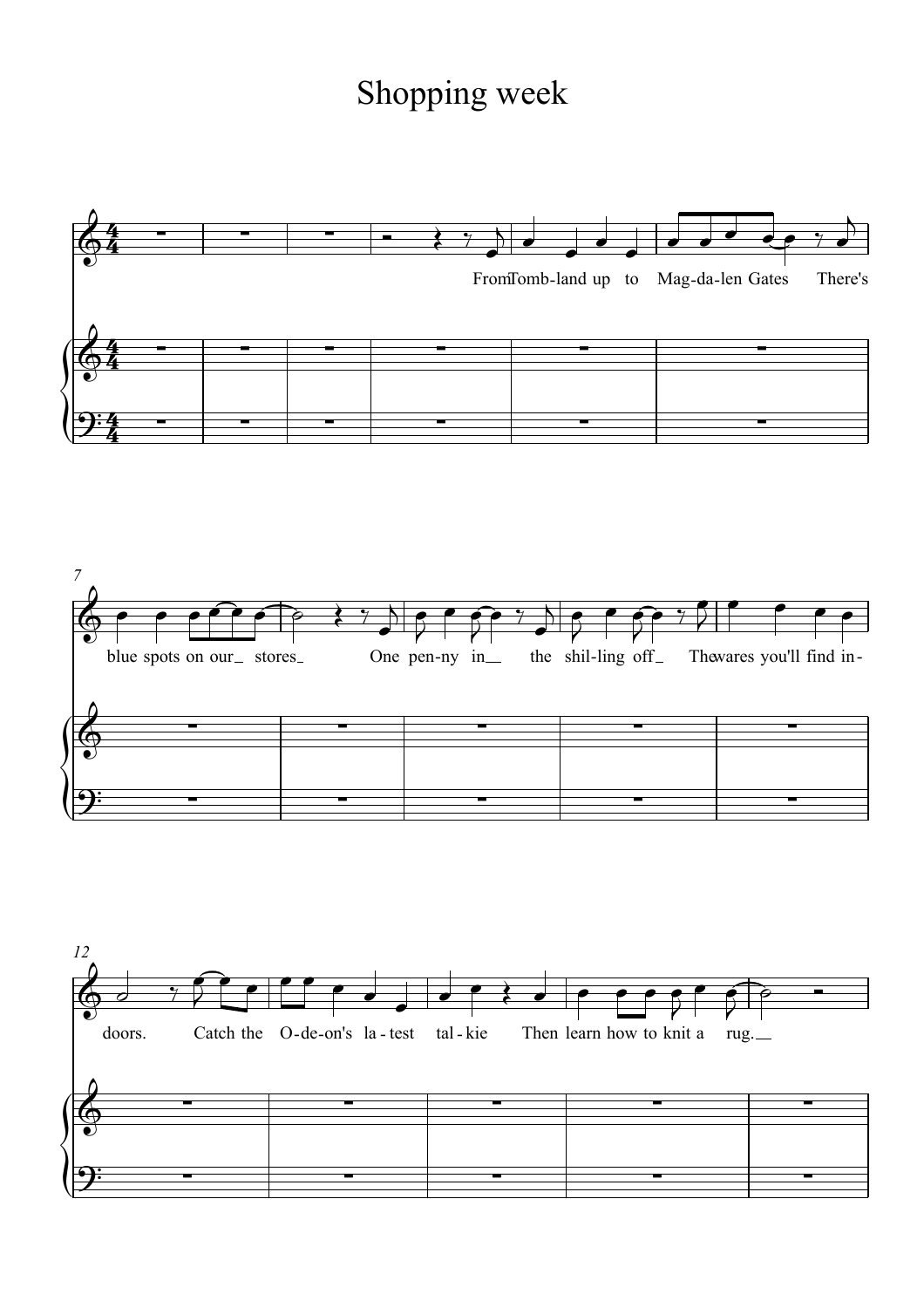# Shopping week

From Tomb-land up to Mag-da-len Gates There's blue spots on our stores One pen-ny in the shil-ling off The wares you'll find in-doors. Catch the O-de-on's la-test tal-kie Then learn how to knit a rug.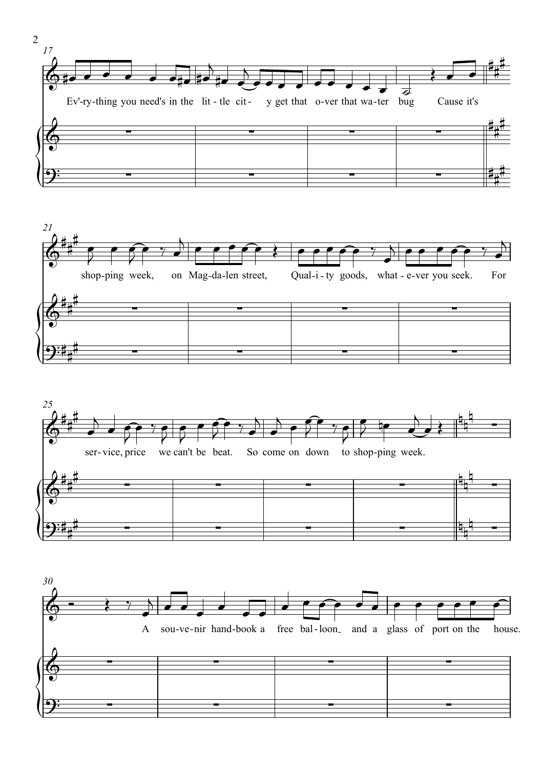17

Ev'-ry-thing you need's in the lit - tle cit - y get that o-ver that wa-ter bug Cause it's

21

shop-ping week, on Mag-da-len street, Qual-i - ty goods, what - e-ver you seek. For

25

ser- vice, price we can't be beat. So come on down to shop-ping week.

30

A sou-ve-nir hand-book a free bal-loon_ and a glass of port on the house.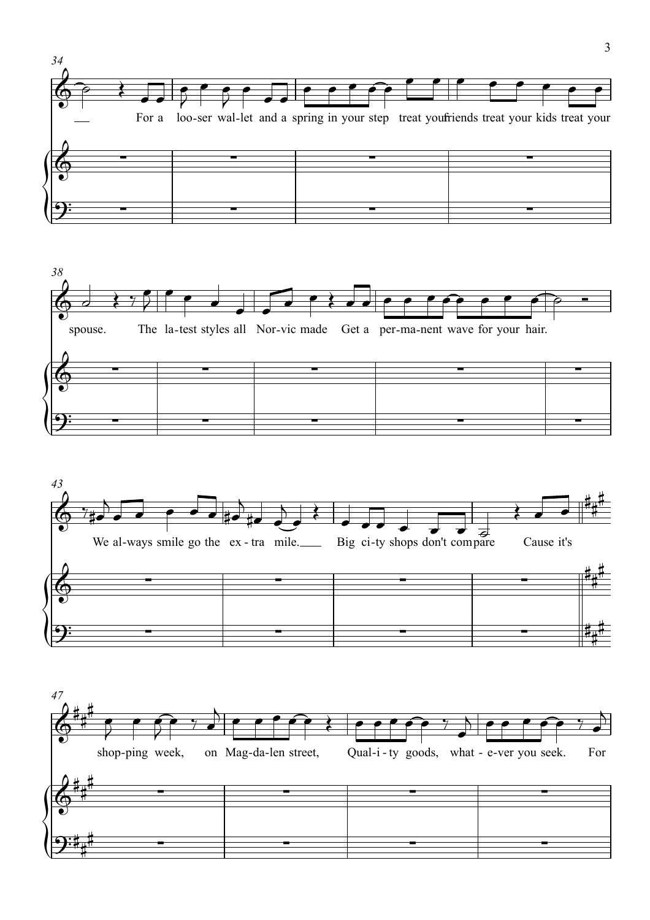34

For a loo-ser wal-let and a spring in your step treat your friends treat your kids treat your

38

spouse. The la-test styles all Nor-vic made Get a per-ma-nent wave for your hair.

43

We al-ways smile go the ex-tra mile. Big ci-ty shops don't compare Cause it's

47

shop-ping week, on Mag-da-len street, Qual-i-ty goods, what-e-ver you seek. For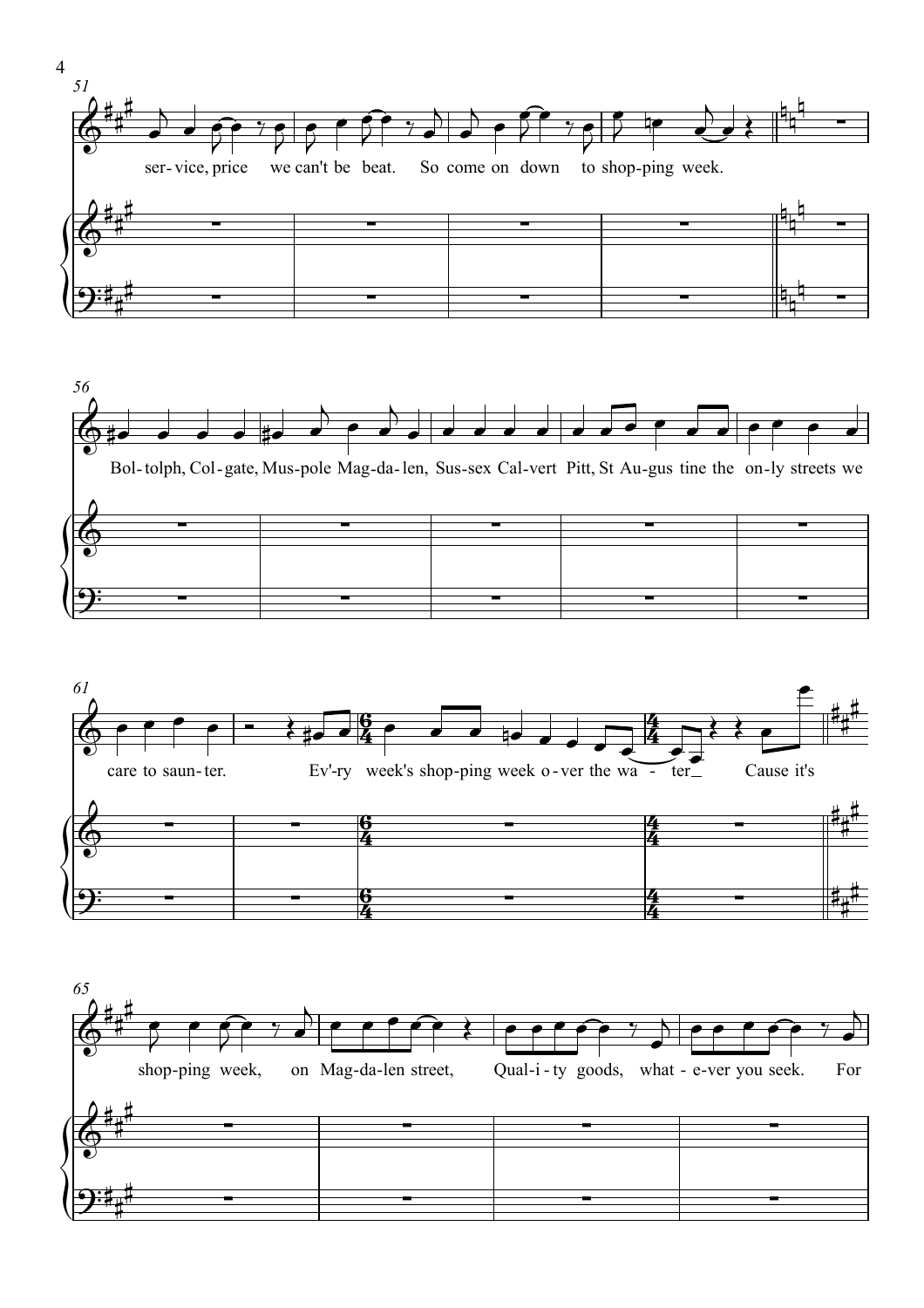51

ser- vice, price we can't be beat. So come on down to shop-ping week.

56

Bol- tolph, Col- gate, Mus-pole Mag- da- len, Sus-sex Cal-vert Pitt, St Au-gus tine the on- ly streets we

61

care to saun- ter. Ev'-ry week's shop-ping week o - ver the wa - ter_ Cause it's

65

shop-ping week, on Mag- da- len street, Qual- i - ty goods, what - e- ver you seek. For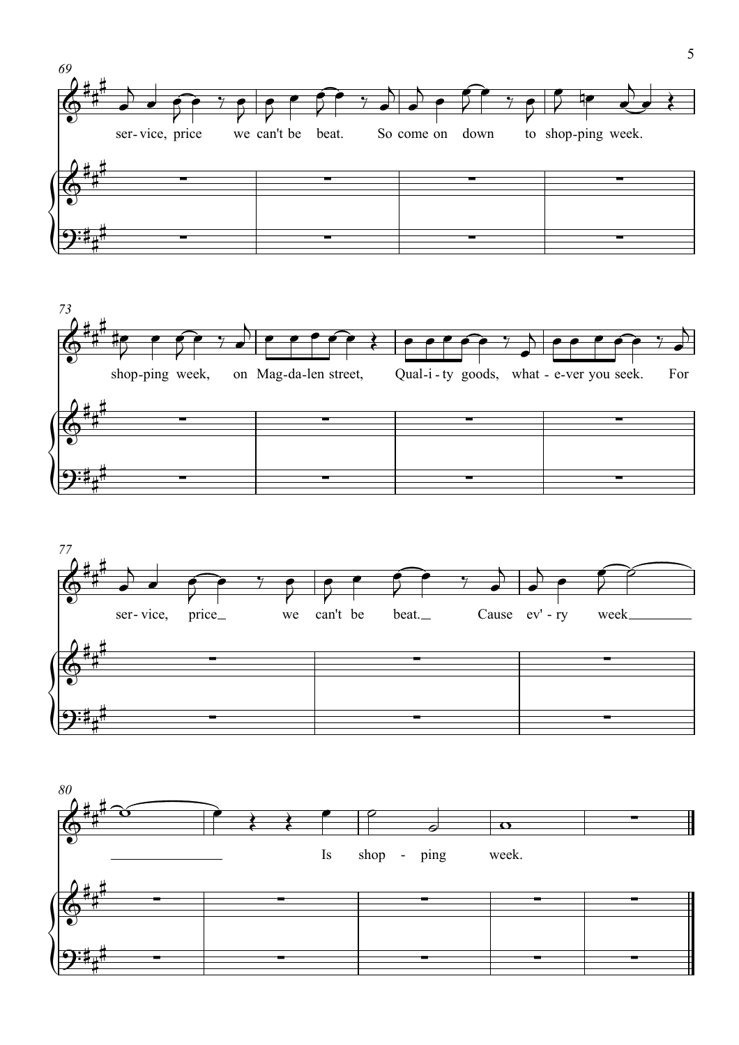69

ser- vice, price we can't be beat. So come on down to shop-ping week.

73

shop-ping week, on Mag-da-len street, Qual-i-ty goods, what-e-ver you seek. For

77

ser- vice, price_ we can't be beat._ Cause ev'-ry week________

80

Is shop - ping week.